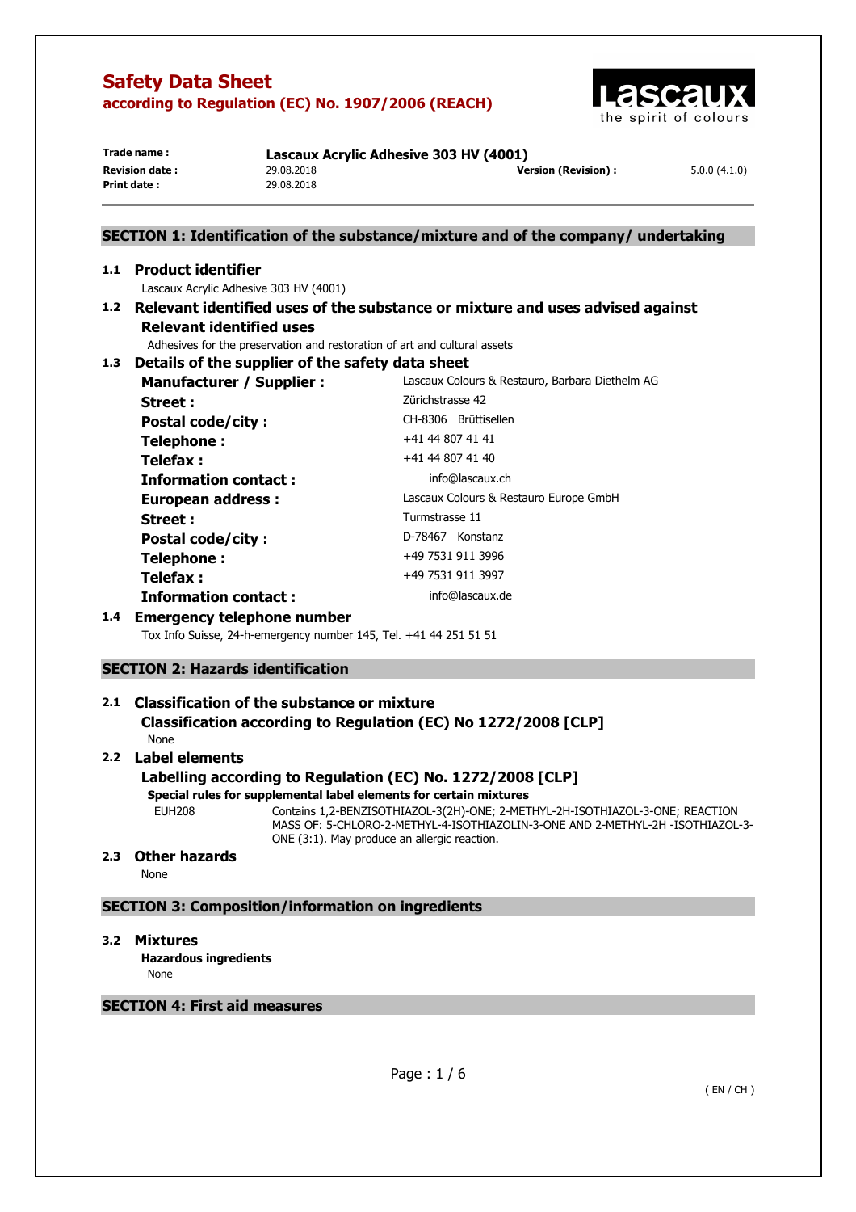# Safety Data Sheet

**according to Regulation (EC) No. 1907/2006 (REACH)**

| | | | |
|---|---|---|---|
| **Trade name :** | **Lascaux Acrylic Adhesive 303 HV (4001)** | | |
| **Revision date :** | 29.08.2018 | **Version (Revision) :** | 5.0.0 (4.1.0) |
| **Print date :** | 29.08.2018 | | |

## SECTION 1: Identification of the substance/mixture and of the company/ undertaking

### 1.1 Product identifier

Lascaux Acrylic Adhesive 303 HV (4001)

### 1.2 Relevant identified uses of the substance or mixture and uses advised against

**Relevant identified uses**

Adhesives for the preservation and restoration of art and cultural assets

### 1.3 Details of the supplier of the safety data sheet

| | |
|---|---|
| **Manufacturer / Supplier :** | Lascaux Colours & Restauro, Barbara Diethelm AG |
| **Street :** | Zürichstrasse 42 |
| **Postal code/city :** | CH-8306 Brüttisellen |
| **Telephone :** | +41 44 807 41 41 |
| **Telefax :** | +41 44 807 41 40 |
| **Information contact :** | info@lascaux.ch |
| **European address :** | Lascaux Colours & Restauro Europe GmbH |
| **Street :** | Turmstrasse 11 |
| **Postal code/city :** | D-78467 Konstanz |
| **Telephone :** | +49 7531 911 3996 |
| **Telefax :** | +49 7531 911 3997 |
| **Information contact :** | info@lascaux.de |

### 1.4 Emergency telephone number

Tox Info Suisse, 24-h-emergency number 145, Tel. +41 44 251 51 51

## SECTION 2: Hazards identification

### 2.1 Classification of the substance or mixture

**Classification according to Regulation (EC) No 1272/2008 [CLP]**

None

### 2.2 Label elements

**Labelling according to Regulation (EC) No. 1272/2008 [CLP]**

**Special rules for supplemental label elements for certain mixtures**

EUH208 Contains 1,2-BENZISOTHIAZOL-3(2H)-ONE; 2-METHYL-2H-ISOTHIAZOL-3-ONE; REACTION MASS OF: 5-CHLORO-2-METHYL-4-ISOTHIAZOLIN-3-ONE AND 2-METHYL-2H -ISOTHIAZOL-3-ONE (3:1). May produce an allergic reaction.

### 2.3 Other hazards

None

## SECTION 3: Composition/information on ingredients

### 3.2 Mixtures

**Hazardous ingredients**

None

## SECTION 4: First aid measures

( EN / CH )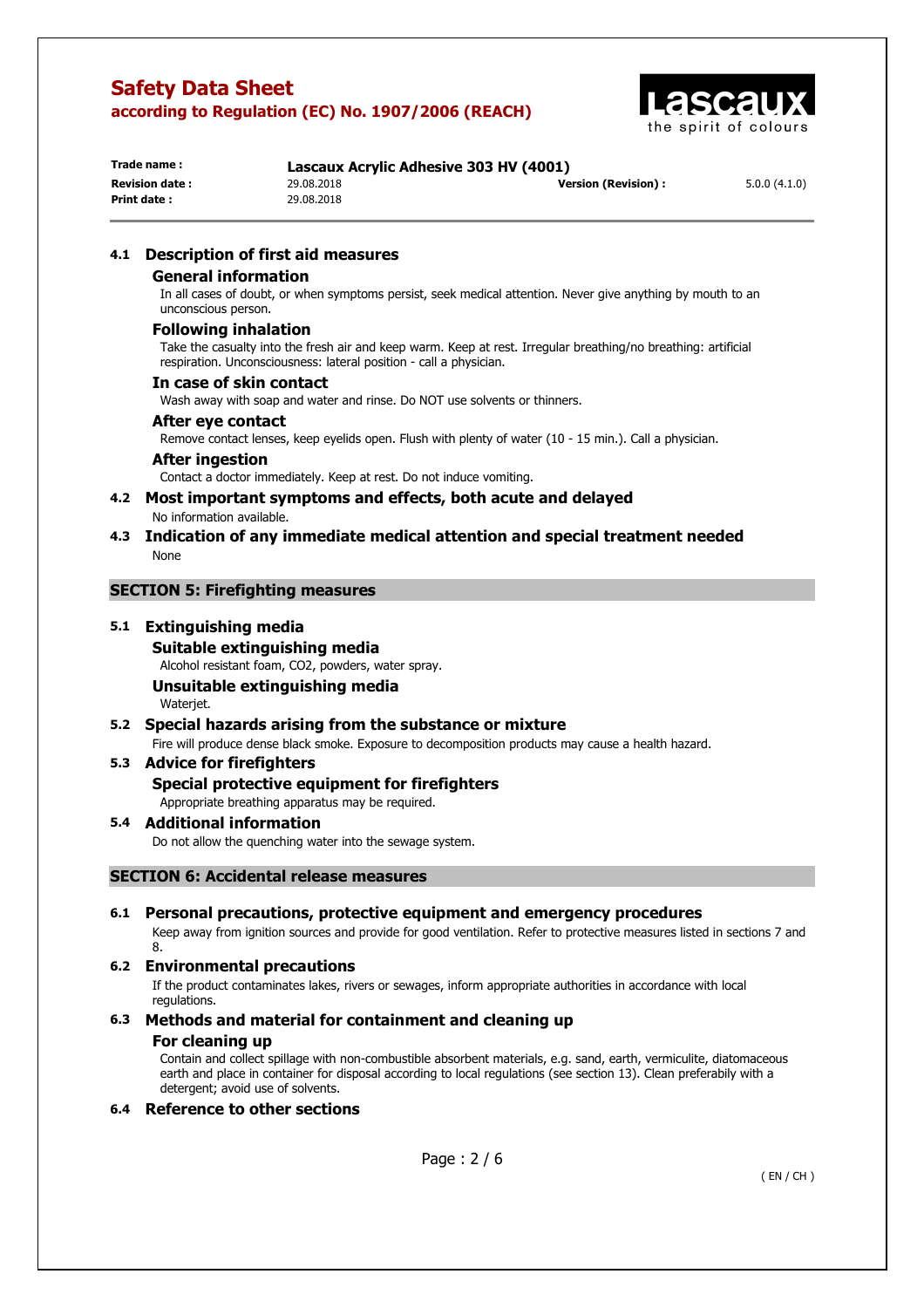## 4.1 Description of first aid measures

### General information

In all cases of doubt, or when symptoms persist, seek medical attention. Never give anything by mouth to an unconscious person.

### Following inhalation

Take the casualty into the fresh air and keep warm. Keep at rest. Irregular breathing/no breathing: artificial respiration. Unconsciousness: lateral position - call a physician.

### In case of skin contact

Wash away with soap and water and rinse. Do NOT use solvents or thinners.

### After eye contact

Remove contact lenses, keep eyelids open. Flush with plenty of water (10 - 15 min.). Call a physician.

### After ingestion

Contact a doctor immediately. Keep at rest. Do not induce vomiting.

## 4.2 Most important symptoms and effects, both acute and delayed

No information available.

## 4.3 Indication of any immediate medical attention and special treatment needed

None

# SECTION 5: Firefighting measures

## 5.1 Extinguishing media

### Suitable extinguishing media

Alcohol resistant foam, CO2, powders, water spray.

### Unsuitable extinguishing media

Waterjet.

## 5.2 Special hazards arising from the substance or mixture

Fire will produce dense black smoke. Exposure to decomposition products may cause a health hazard.

## 5.3 Advice for firefighters

### Special protective equipment for firefighters

Appropriate breathing apparatus may be required.

## 5.4 Additional information

Do not allow the quenching water into the sewage system.

# SECTION 6: Accidental release measures

## 6.1 Personal precautions, protective equipment and emergency procedures

Keep away from ignition sources and provide for good ventilation. Refer to protective measures listed in sections 7 and 8.

## 6.2 Environmental precautions

If the product contaminates lakes, rivers or sewages, inform appropriate authorities in accordance with local regulations.

## 6.3 Methods and material for containment and cleaning up

### For cleaning up

Contain and collect spillage with non-combustible absorbent materials, e.g. sand, earth, vermiculite, diatomaceous earth and place in container for disposal according to local regulations (see section 13). Clean preferably with a detergent; avoid use of solvents.

## 6.4 Reference to other sections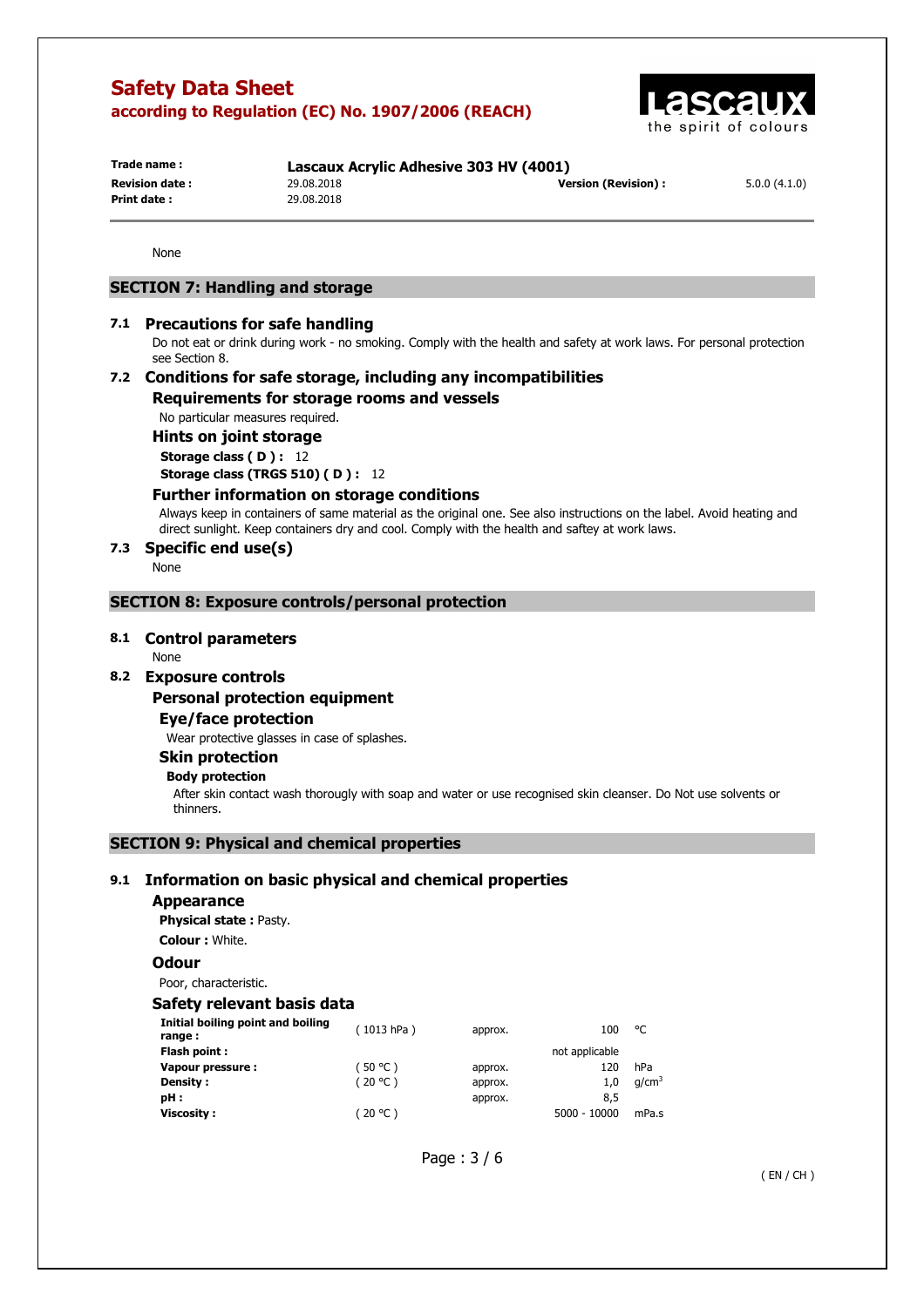None

## SECTION 7: Handling and storage

### 7.1 Precautions for safe handling

Do not eat or drink during work - no smoking. Comply with the health and safety at work laws. For personal protection see Section 8.

### 7.2 Conditions for safe storage, including any incompatibilities

#### Requirements for storage rooms and vessels

No particular measures required.

#### Hints on joint storage

**Storage class ( D ) :** 12

**Storage class (TRGS 510) ( D ) :** 12

#### Further information on storage conditions

Always keep in containers of same material as the original one. See also instructions on the label. Avoid heating and direct sunlight. Keep containers dry and cool. Comply with the health and saftey at work laws.

### 7.3 Specific end use(s)

None

## SECTION 8: Exposure controls/personal protection

### 8.1 Control parameters

None

### 8.2 Exposure controls

#### Personal protection equipment

##### Eye/face protection

Wear protective glasses in case of splashes.

##### Skin protection

**Body protection**

After skin contact wash thorougly with soap and water or use recognised skin cleanser. Do Not use solvents or thinners.

## SECTION 9: Physical and chemical properties

### 9.1 Information on basic physical and chemical properties

#### Appearance

**Physical state :** Pasty.

**Colour :** White.

#### Odour

Poor, characteristic.

#### Safety relevant basis data

| | | | | |
|---|---|---|---|---|
| **Initial boiling point and boiling range :** | ( 1013 hPa ) | approx. | 100 | °C |
| **Flash point :** | | | not applicable | |
| **Vapour pressure :** | ( 50 °C ) | approx. | 120 | hPa |
| **Density :** | ( 20 °C ) | approx. | 1,0 | $g/cm^3$ |
| **pH :** | | approx. | 8,5 | |
| **Viscosity :** | ( 20 °C ) | | 5000 - 10000 | mPa.s |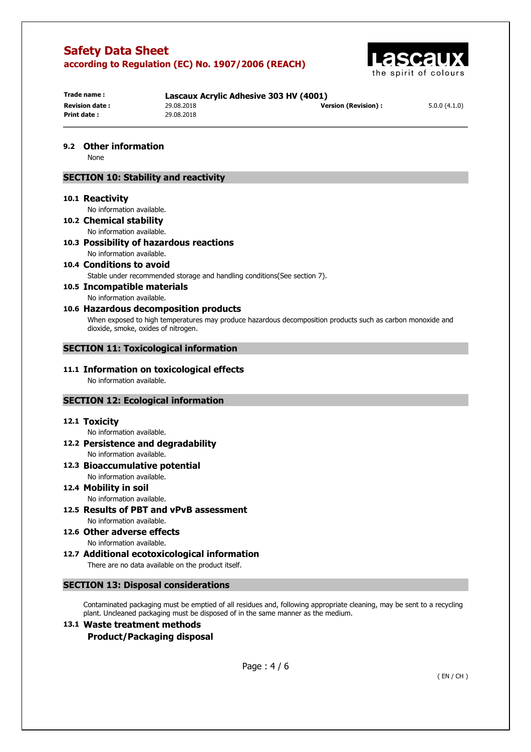### 9.2 Other information

None

## SECTION 10: Stability and reactivity

### 10.1 Reactivity

No information available.

### 10.2 Chemical stability

No information available.

### 10.3 Possibility of hazardous reactions

No information available.

### 10.4 Conditions to avoid

Stable under recommended storage and handling conditions(See section 7).

### 10.5 Incompatible materials

No information available.

### 10.6 Hazardous decomposition products

When exposed to high temperatures may produce hazardous decomposition products such as carbon monoxide and dioxide, smoke, oxides of nitrogen.

## SECTION 11: Toxicological information

### 11.1 Information on toxicological effects

No information available.

## SECTION 12: Ecological information

### 12.1 Toxicity

No information available.

### 12.2 Persistence and degradability

No information available.

### 12.3 Bioaccumulative potential

No information available.

### 12.4 Mobility in soil

No information available.

### 12.5 Results of PBT and vPvB assessment

No information available.

### 12.6 Other adverse effects

No information available.

### 12.7 Additional ecotoxicological information

There are no data available on the product itself.

## SECTION 13: Disposal considerations

Contaminated packaging must be emptied of all residues and, following appropriate cleaning, may be sent to a recycling plant. Uncleaned packaging must be disposed of in the same manner as the medium.

### 13.1 Waste treatment methods

**Product/Packaging disposal**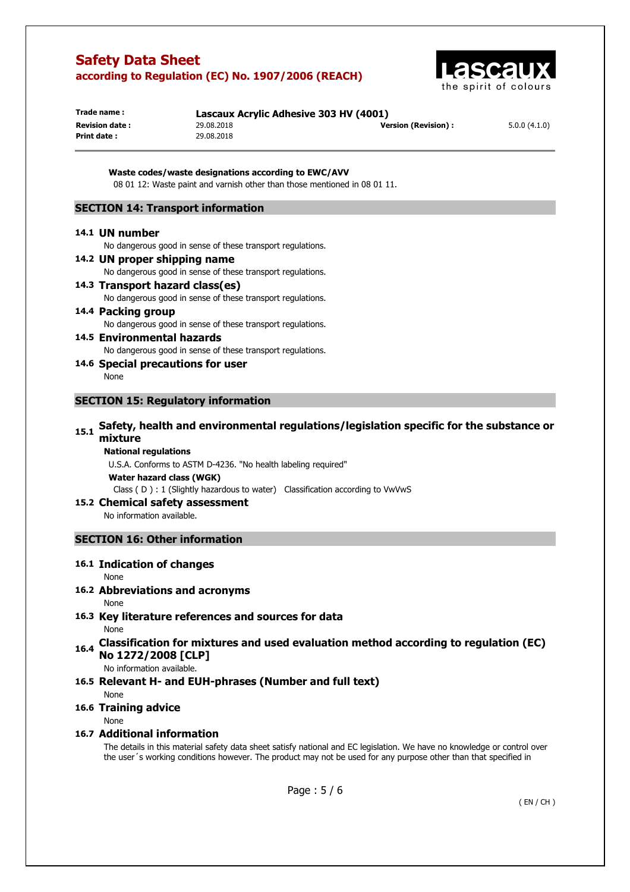**Waste codes/waste designations according to EWC/AVV**

08 01 12: Waste paint and varnish other than those mentioned in 08 01 11.

## SECTION 14: Transport information

### 14.1 UN number

No dangerous good in sense of these transport regulations.

### 14.2 UN proper shipping name

No dangerous good in sense of these transport regulations.

### 14.3 Transport hazard class(es)

No dangerous good in sense of these transport regulations.

### 14.4 Packing group

No dangerous good in sense of these transport regulations.

### 14.5 Environmental hazards

No dangerous good in sense of these transport regulations.

### 14.6 Special precautions for user

None

## SECTION 15: Regulatory information

### 15.1 Safety, health and environmental regulations/legislation specific for the substance or mixture

**National regulations**

U.S.A. Conforms to ASTM D-4236. "No health labeling required"

**Water hazard class (WGK)**

Class ( D ) : 1 (Slightly hazardous to water) Classification according to VwVwS

### 15.2 Chemical safety assessment

No information available.

## SECTION 16: Other information

### 16.1 Indication of changes

None

### 16.2 Abbreviations and acronyms

None

### 16.3 Key literature references and sources for data

None

### 16.4 Classification for mixtures and used evaluation method according to regulation (EC) No 1272/2008 [CLP]

No information available.

### 16.5 Relevant H- and EUH-phrases (Number and full text)

None

### 16.6 Training advice

None

### 16.7 Additional information

The details in this material safety data sheet satisfy national and EC legislation. We have no knowledge or control over the user´s working conditions however. The product may not be used for any purpose other than that specified in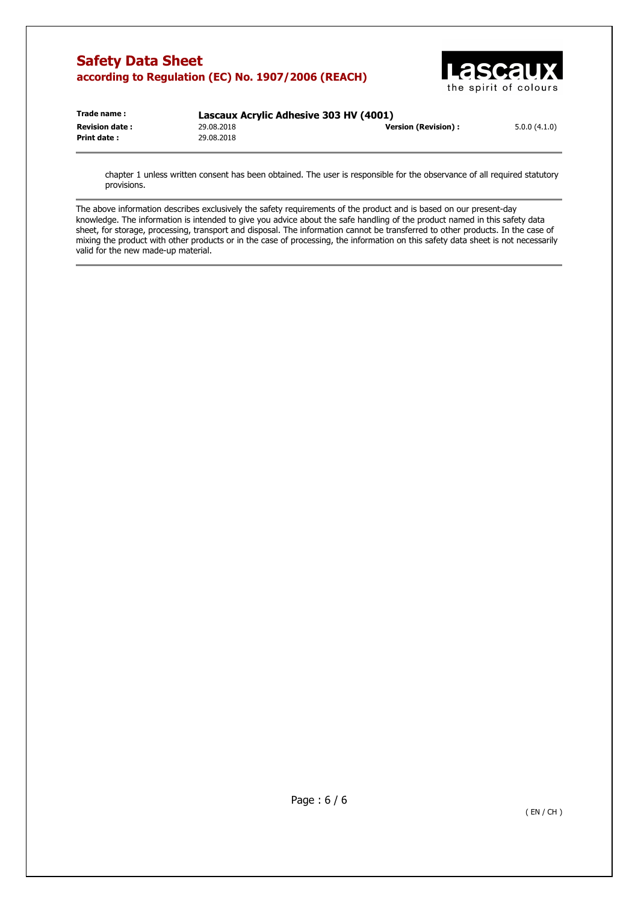chapter 1 unless written consent has been obtained. The user is responsible for the observance of all required statutory provisions.

The above information describes exclusively the safety requirements of the product and is based on our present-day knowledge. The information is intended to give you advice about the safe handling of the product named in this safety data sheet, for storage, processing, transport and disposal. The information cannot be transferred to other products. In the case of mixing the product with other products or in the case of processing, the information on this safety data sheet is not necessarily valid for the new made-up material.